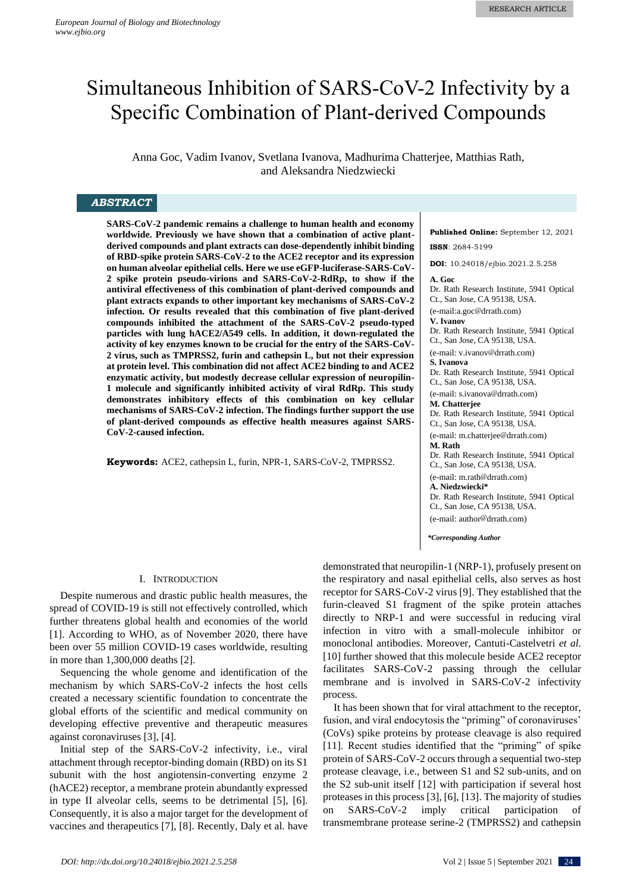RESEARCH ARTICLE

# Simultaneous Inhibition of SARS-CoV-2 Infectivity by a Specific Combination of Plant-derived Compounds

Anna Goc, Vadim Ivanov, Svetlana Ivanova, Madhurima Chatterjee, Matthias Rath, and Aleksandra Niedzwiecki

## ABSTRACT

**SARS-CoV-2 pandemic remains a challenge to human health and economy worldwide. Previously we have shown that a combination of active plant-derived compounds and plant extracts can dose-dependently inhibit binding of RBD-spike protein SARS-CoV-2 to the ACE2 receptor and its expression on human alveolar epithelial cells. Here we use eGFP-luciferase-SARS-CoV-2 spike protein pseudo-virions and SARS-CoV-2-RdRp, to show if the antiviral effectiveness of this combination of plant-derived compounds and plant extracts expands to other important key mechanisms of SARS-CoV-2 infection. Or results revealed that this combination of five plant-derived compounds inhibited the attachment of the SARS-CoV-2 pseudo-typed particles with lung hACE2/A549 cells. In addition, it down-regulated the activity of key enzymes known to be crucial for the entry of the SARS-CoV-2 virus, such as TMPRSS2, furin and cathepsin L, but not their expression at protein level. This combination did not affect ACE2 binding to and ACE2 enzymatic activity, but modestly decrease cellular expression of neuropilin-1 molecule and significantly inhibited activity of viral RdRp. This study demonstrates inhibitory effects of this combination on key cellular mechanisms of SARS-CoV-2 infection. The findings further support the use of plant-derived compounds as effective health measures against SARS-CoV-2-caused infection.**

**Keywords:** ACE2, cathepsin L, furin, NPR-1, SARS-CoV-2, TMPRSS2.

**Published Online:** September 12, 2021

**ISSN**: 2684-5199

**DOI**: 10.24018/ejbio.2021.2.5.258

**A. Goc**
Dr. Rath Research Institute, 5941 Optical Ct., San Jose, CA 95138, USA.
(e-mail:a.goc@drrath.com)

**V. Ivanov**
Dr. Rath Research Institute, 5941 Optical Ct., San Jose, CA 95138, USA.
(e-mail: v.ivanov@drrath.com)

**S. Ivanova**
Dr. Rath Research Institute, 5941 Optical Ct., San Jose, CA 95138, USA.
(e-mail: s.ivanova@drrath.com)

**M. Chatterjee**
Dr. Rath Research Institute, 5941 Optical Ct., San Jose, CA 95138, USA.
(e-mail: m.chatterjee@drrath.com)

**M. Rath**
Dr. Rath Research Institute, 5941 Optical Ct., San Jose, CA 95138, USA.
(e-mail: m.rath@drrath.com)

**A. Niedzwiecki***
Dr. Rath Research Institute, 5941 Optical Ct., San Jose, CA 95138, USA.
(e-mail: author@drrath.com)

***Corresponding Author***

## I. Introduction

Despite numerous and drastic public health measures, the spread of COVID-19 is still not effectively controlled, which further threatens global health and economies of the world [1]. According to WHO, as of November 2020, there have been over 55 million COVID-19 cases worldwide, resulting in more than 1,300,000 deaths [2].

Sequencing the whole genome and identification of the mechanism by which SARS-CoV-2 infects the host cells created a necessary scientific foundation to concentrate the global efforts of the scientific and medical community on developing effective preventive and therapeutic measures against coronaviruses [3], [4].

Initial step of the SARS-CoV-2 infectivity, i.e., viral attachment through receptor-binding domain (RBD) on its S1 subunit with the host angiotensin-converting enzyme 2 (hACE2) receptor, a membrane protein abundantly expressed in type II alveolar cells, seems to be detrimental [5], [6]. Consequently, it is also a major target for the development of vaccines and therapeutics [7], [8]. Recently, Daly et al. have demonstrated that neuropilin-1 (NRP-1), profusely present on the respiratory and nasal epithelial cells, also serves as host receptor for SARS-CoV-2 virus [9]. They established that the furin-cleaved S1 fragment of the spike protein attaches directly to NRP-1 and were successful in reducing viral infection in vitro with a small-molecule inhibitor or monoclonal antibodies. Moreover, Cantuti-Castelvetri *et al.* [10] further showed that this molecule beside ACE2 receptor facilitates SARS-CoV-2 passing through the cellular membrane and is involved in SARS-CoV-2 infectivity process.

It has been shown that for viral attachment to the receptor, fusion, and viral endocytosis the "priming" of coronaviruses' (CoVs) spike proteins by protease cleavage is also required [11]. Recent studies identified that the "priming" of spike protein of SARS-CoV-2 occurs through a sequential two-step protease cleavage, i.e., between S1 and S2 sub-units, and on the S2 sub-unit itself [12] with participation if several host proteases in this process [3], [6], [13]. The majority of studies on SARS-CoV-2 imply critical participation of transmembrane protease serine-2 (TMPRSS2) and cathepsin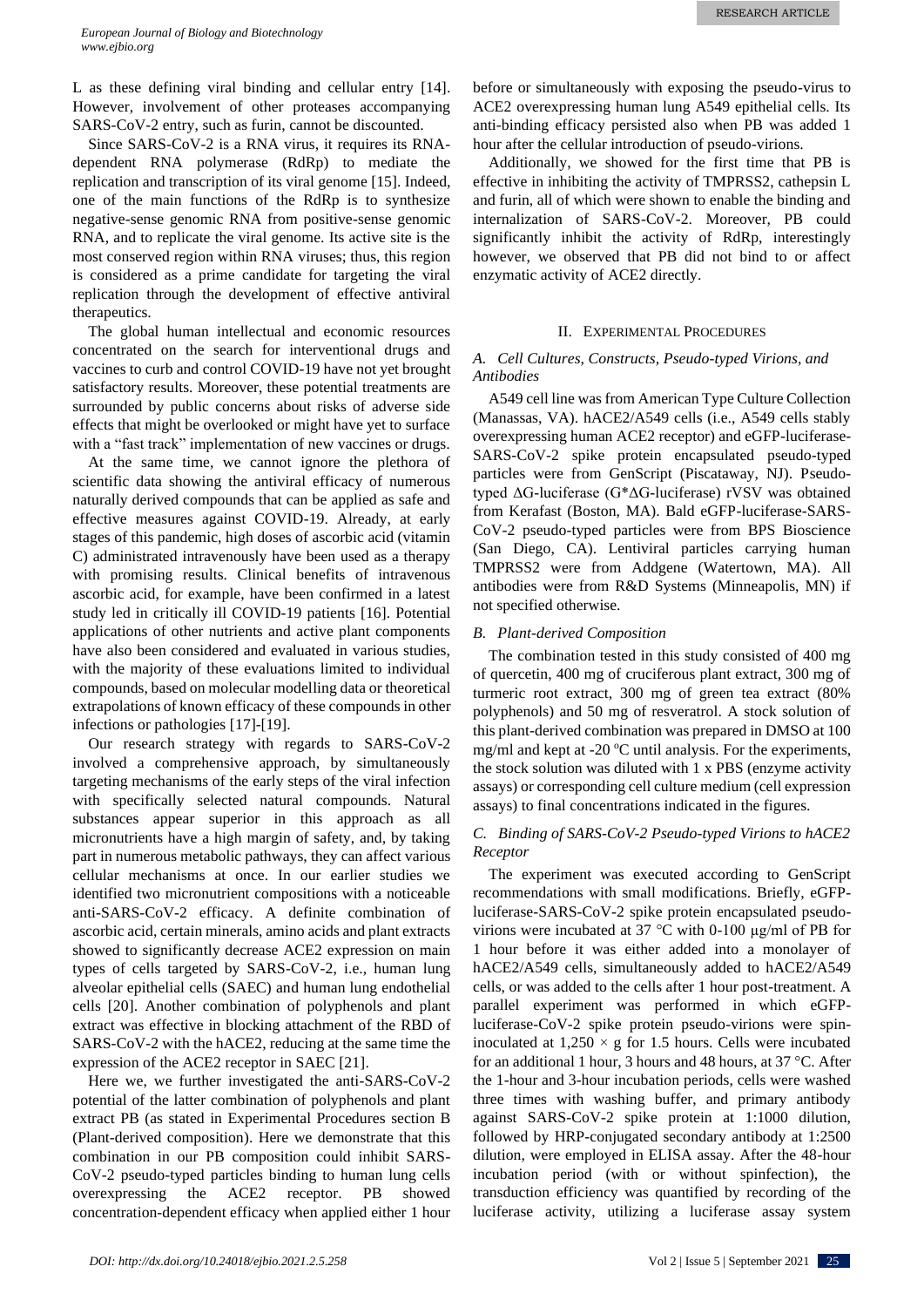L as these defining viral binding and cellular entry [14]. However, involvement of other proteases accompanying SARS-CoV-2 entry, such as furin, cannot be discounted.

Since SARS-CoV-2 is a RNA virus, it requires its RNA-dependent RNA polymerase (RdRp) to mediate the replication and transcription of its viral genome [15]. Indeed, one of the main functions of the RdRp is to synthesize negative-sense genomic RNA from positive-sense genomic RNA, and to replicate the viral genome. Its active site is the most conserved region within RNA viruses; thus, this region is considered as a prime candidate for targeting the viral replication through the development of effective antiviral therapeutics.

The global human intellectual and economic resources concentrated on the search for interventional drugs and vaccines to curb and control COVID-19 have not yet brought satisfactory results. Moreover, these potential treatments are surrounded by public concerns about risks of adverse side effects that might be overlooked or might have yet to surface with a "fast track" implementation of new vaccines or drugs.

At the same time, we cannot ignore the plethora of scientific data showing the antiviral efficacy of numerous naturally derived compounds that can be applied as safe and effective measures against COVID-19. Already, at early stages of this pandemic, high doses of ascorbic acid (vitamin C) administrated intravenously have been used as a therapy with promising results. Clinical benefits of intravenous ascorbic acid, for example, have been confirmed in a latest study led in critically ill COVID-19 patients [16]. Potential applications of other nutrients and active plant components have also been considered and evaluated in various studies, with the majority of these evaluations limited to individual compounds, based on molecular modelling data or theoretical extrapolations of known efficacy of these compounds in other infections or pathologies [17]-[19].

Our research strategy with regards to SARS-CoV-2 involved a comprehensive approach, by simultaneously targeting mechanisms of the early steps of the viral infection with specifically selected natural compounds. Natural substances appear superior in this approach as all micronutrients have a high margin of safety, and, by taking part in numerous metabolic pathways, they can affect various cellular mechanisms at once. In our earlier studies we identified two micronutrient compositions with a noticeable anti-SARS-CoV-2 efficacy. A definite combination of ascorbic acid, certain minerals, amino acids and plant extracts showed to significantly decrease ACE2 expression on main types of cells targeted by SARS-CoV-2, i.e., human lung alveolar epithelial cells (SAEC) and human lung endothelial cells [20]. Another combination of polyphenols and plant extract was effective in blocking attachment of the RBD of SARS-CoV-2 with the hACE2, reducing at the same time the expression of the ACE2 receptor in SAEC [21].

Here we, we further investigated the anti-SARS-CoV-2 potential of the latter combination of polyphenols and plant extract PB (as stated in Experimental Procedures section B (Plant-derived composition). Here we demonstrate that this combination in our PB composition could inhibit SARS-CoV-2 pseudo-typed particles binding to human lung cells overexpressing the ACE2 receptor. PB showed concentration-dependent efficacy when applied either 1 hour before or simultaneously with exposing the pseudo-virus to ACE2 overexpressing human lung A549 epithelial cells. Its anti-binding efficacy persisted also when PB was added 1 hour after the cellular introduction of pseudo-virions.

Additionally, we showed for the first time that PB is effective in inhibiting the activity of TMPRSS2, cathepsin L and furin, all of which were shown to enable the binding and internalization of SARS-CoV-2. Moreover, PB could significantly inhibit the activity of RdRp, interestingly however, we observed that PB did not bind to or affect enzymatic activity of ACE2 directly.

## II. Experimental Procedures

### *A. Cell Cultures, Constructs, Pseudo-typed Virions, and Antibodies*

A549 cell line was from American Type Culture Collection (Manassas, VA). hACE2/A549 cells (i.e., A549 cells stably overexpressing human ACE2 receptor) and eGFP-luciferase-SARS-CoV-2 spike protein encapsulated pseudo-typed particles were from GenScript (Piscataway, NJ). Pseudo-typed ΔG-luciferase (G*ΔG-luciferase) rVSV was obtained from Kerafast (Boston, MA). Bald eGFP-luciferase-SARS-CoV-2 pseudo-typed particles were from BPS Bioscience (San Diego, CA). Lentiviral particles carrying human TMPRSS2 were from Addgene (Watertown, MA). All antibodies were from R&D Systems (Minneapolis, MN) if not specified otherwise.

### *B. Plant-derived Composition*

The combination tested in this study consisted of 400 mg of quercetin, 400 mg of cruciferous plant extract, 300 mg of turmeric root extract, 300 mg of green tea extract (80% polyphenols) and 50 mg of resveratrol. A stock solution of this plant-derived combination was prepared in DMSO at 100 mg/ml and kept at -20 $^{o}$C until analysis. For the experiments, the stock solution was diluted with 1 x PBS (enzyme activity assays) or corresponding cell culture medium (cell expression assays) to final concentrations indicated in the figures.

### *C. Binding of SARS-CoV-2 Pseudo-typed Virions to hACE2 Receptor*

The experiment was executed according to GenScript recommendations with small modifications. Briefly, eGFP-luciferase-SARS-CoV-2 spike protein encapsulated pseudo-virions were incubated at 37 °C with 0-100 μg/ml of PB for 1 hour before it was either added into a monolayer of hACE2/A549 cells, simultaneously added to hACE2/A549 cells, or was added to the cells after 1 hour post-treatment. A parallel experiment was performed in which eGFP-luciferase-CoV-2 spike protein pseudo-virions were spin-inoculated at 1,250 × g for 1.5 hours. Cells were incubated for an additional 1 hour, 3 hours and 48 hours, at 37 °C. After the 1-hour and 3-hour incubation periods, cells were washed three times with washing buffer, and primary antibody against SARS-CoV-2 spike protein at 1:1000 dilution, followed by HRP-conjugated secondary antibody at 1:2500 dilution, were employed in ELISA assay. After the 48-hour incubation period (with or without spinfection), the transduction efficiency was quantified by recording of the luciferase activity, utilizing a luciferase assay system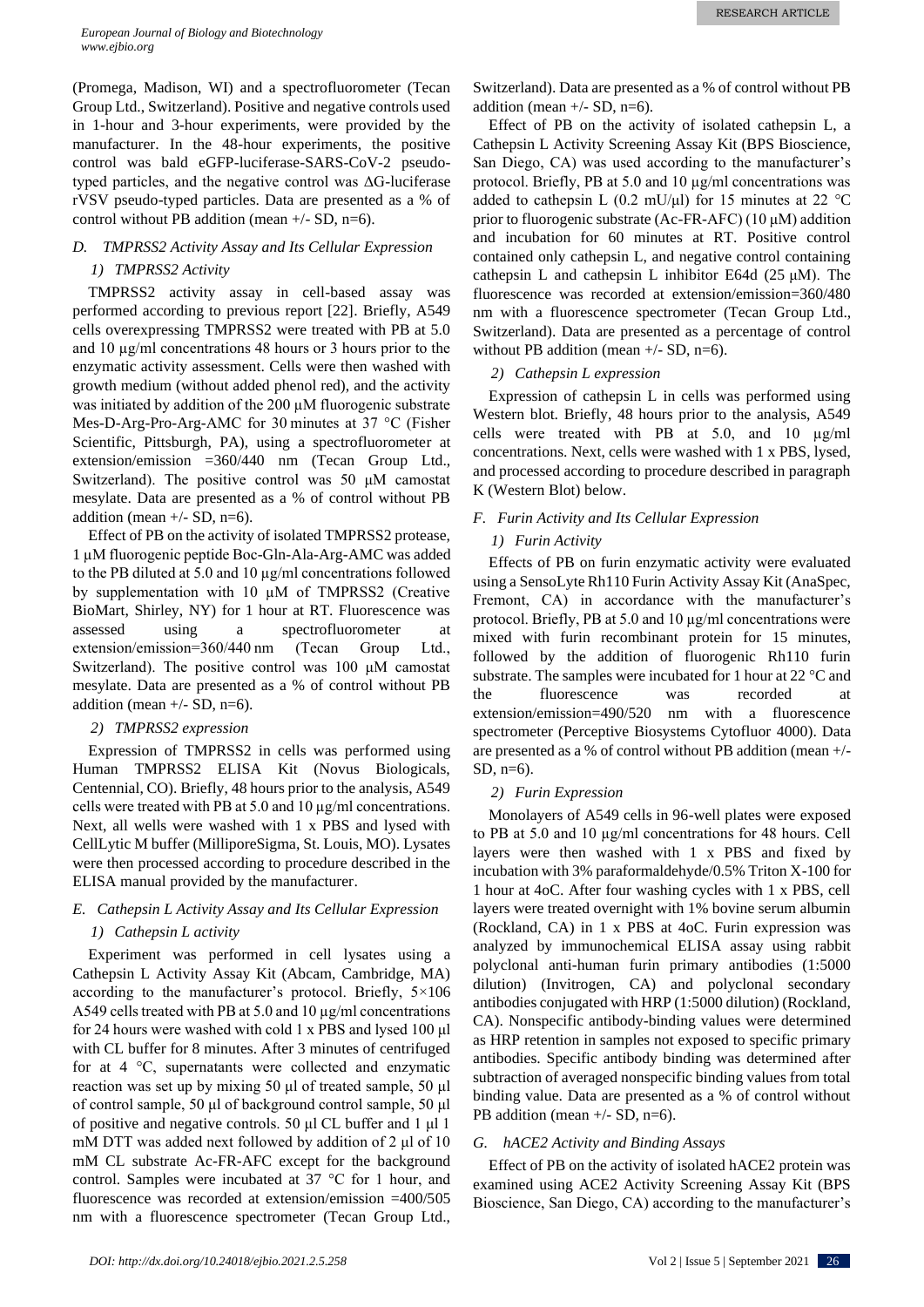(Promega, Madison, WI) and a spectrofluorometer (Tecan Group Ltd., Switzerland). Positive and negative controls used in 1-hour and 3-hour experiments, were provided by the manufacturer. In the 48-hour experiments, the positive control was bald eGFP-luciferase-SARS-CoV-2 pseudo-typed particles, and the negative control was ΔG-luciferase rVSV pseudo-typed particles. Data are presented as a % of control without PB addition (mean +/- SD, n=6).

### *D. TMPRSS2 Activity Assay and Its Cellular Expression*

#### *1) TMPRSS2 Activity*

TMPRSS2 activity assay in cell-based assay was performed according to previous report [22]. Briefly, A549 cells overexpressing TMPRSS2 were treated with PB at 5.0 and 10 µg/ml concentrations 48 hours or 3 hours prior to the enzymatic activity assessment. Cells were then washed with growth medium (without added phenol red), and the activity was initiated by addition of the 200 µM fluorogenic substrate Mes-D-Arg-Pro-Arg-AMC for 30 minutes at 37 °C (Fisher Scientific, Pittsburgh, PA), using a spectrofluorometer at extension/emission =360/440 nm (Tecan Group Ltd., Switzerland). The positive control was 50 µM camostat mesylate. Data are presented as a % of control without PB addition (mean +/- SD, n=6).

Effect of PB on the activity of isolated TMPRSS2 protease, 1 µM fluorogenic peptide Boc-Gln-Ala-Arg-AMC was added to the PB diluted at 5.0 and 10 µg/ml concentrations followed by supplementation with 10 µM of TMPRSS2 (Creative BioMart, Shirley, NY) for 1 hour at RT. Fluorescence was assessed using a spectrofluorometer at extension/emission=360/440 nm (Tecan Group Ltd., Switzerland). The positive control was 100 µM camostat mesylate. Data are presented as a % of control without PB addition (mean +/- SD, n=6).

#### *2) TMPRSS2 expression*

Expression of TMPRSS2 in cells was performed using Human TMPRSS2 ELISA Kit (Novus Biologicals, Centennial, CO). Briefly, 48 hours prior to the analysis, A549 cells were treated with PB at 5.0 and 10 µg/ml concentrations. Next, all wells were washed with 1 x PBS and lysed with CellLytic M buffer (MilliporeSigma, St. Louis, MO). Lysates were then processed according to procedure described in the ELISA manual provided by the manufacturer.

### *E. Cathepsin L Activity Assay and Its Cellular Expression*

#### *1) Cathepsin L activity*

Experiment was performed in cell lysates using a Cathepsin L Activity Assay Kit (Abcam, Cambridge, MA) according to the manufacturer's protocol. Briefly, 5×106 A549 cells treated with PB at 5.0 and 10 µg/ml concentrations for 24 hours were washed with cold 1 x PBS and lysed 100 µl with CL buffer for 8 minutes. After 3 minutes of centrifuged for at 4 °C, supernatants were collected and enzymatic reaction was set up by mixing 50 µl of treated sample, 50 µl of control sample, 50 µl of background control sample, 50 µl of positive and negative controls. 50 µl CL buffer and 1 µl 1 mM DTT was added next followed by addition of 2 µl of 10 mM CL substrate Ac-FR-AFC except for the background control. Samples were incubated at 37 °C for 1 hour, and fluorescence was recorded at extension/emission =400/505 nm with a fluorescence spectrometer (Tecan Group Ltd., Switzerland). Data are presented as a % of control without PB addition (mean +/- SD, n=6).

Effect of PB on the activity of isolated cathepsin L, a Cathepsin L Activity Screening Assay Kit (BPS Bioscience, San Diego, CA) was used according to the manufacturer's protocol. Briefly, PB at 5.0 and 10 µg/ml concentrations was added to cathepsin L (0.2 mU/µl) for 15 minutes at 22 °C prior to fluorogenic substrate (Ac-FR-AFC) (10 µM) addition and incubation for 60 minutes at RT. Positive control contained only cathepsin L, and negative control containing cathepsin L and cathepsin L inhibitor E64d (25 µM). The fluorescence was recorded at extension/emission=360/480 nm with a fluorescence spectrometer (Tecan Group Ltd., Switzerland). Data are presented as a percentage of control without PB addition (mean +/- SD, n=6).

#### *2) Cathepsin L expression*

Expression of cathepsin L in cells was performed using Western blot. Briefly, 48 hours prior to the analysis, A549 cells were treated with PB at 5.0, and 10 µg/ml concentrations. Next, cells were washed with 1 x PBS, lysed, and processed according to procedure described in paragraph K (Western Blot) below.

### *F. Furin Activity and Its Cellular Expression*

#### *1) Furin Activity*

Effects of PB on furin enzymatic activity were evaluated using a SensoLyte Rh110 Furin Activity Assay Kit (AnaSpec, Fremont, CA) in accordance with the manufacturer's protocol. Briefly, PB at 5.0 and 10 µg/ml concentrations were mixed with furin recombinant protein for 15 minutes, followed by the addition of fluorogenic Rh110 furin substrate. The samples were incubated for 1 hour at 22 °C and the fluorescence was recorded at extension/emission=490/520 nm with a fluorescence spectrometer (Perceptive Biosystems Cytofluor 4000). Data are presented as a % of control without PB addition (mean +/- SD, n=6).

#### *2) Furin Expression*

Monolayers of A549 cells in 96-well plates were exposed to PB at 5.0 and 10 µg/ml concentrations for 48 hours. Cell layers were then washed with 1 x PBS and fixed by incubation with 3% paraformaldehyde/0.5% Triton X-100 for 1 hour at 4oC. After four washing cycles with 1 x PBS, cell layers were treated overnight with 1% bovine serum albumin (Rockland, CA) in 1 x PBS at 4oC. Furin expression was analyzed by immunochemical ELISA assay using rabbit polyclonal anti-human furin primary antibodies (1:5000 dilution) (Invitrogen, CA) and polyclonal secondary antibodies conjugated with HRP (1:5000 dilution) (Rockland, CA). Nonspecific antibody-binding values were determined as HRP retention in samples not exposed to specific primary antibodies. Specific antibody binding was determined after subtraction of averaged nonspecific binding values from total binding value. Data are presented as a % of control without PB addition (mean +/- SD, n=6).

### *G. hACE2 Activity and Binding Assays*

Effect of PB on the activity of isolated hACE2 protein was examined using ACE2 Activity Screening Assay Kit (BPS Bioscience, San Diego, CA) according to the manufacturer's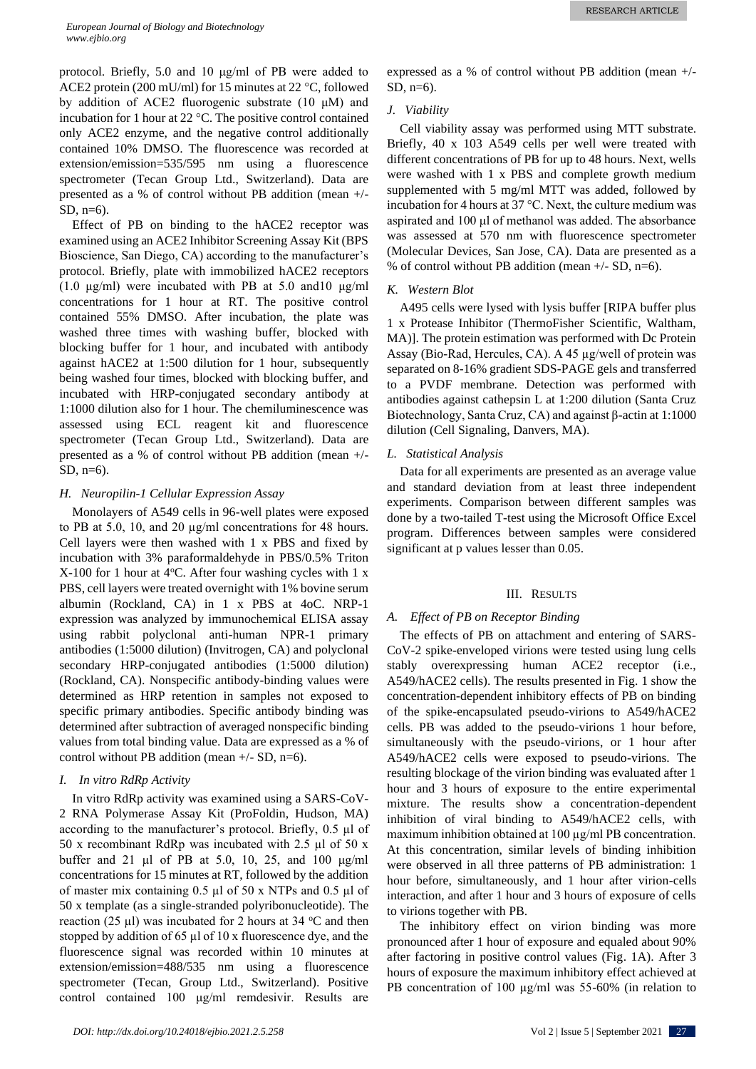protocol. Briefly, 5.0 and 10 μg/ml of PB were added to ACE2 protein (200 mU/ml) for 15 minutes at 22 °C, followed by addition of ACE2 fluorogenic substrate (10 μM) and incubation for 1 hour at 22 °C. The positive control contained only ACE2 enzyme, and the negative control additionally contained 10% DMSO. The fluorescence was recorded at extension/emission=535/595 nm using a fluorescence spectrometer (Tecan Group Ltd., Switzerland). Data are presented as a % of control without PB addition (mean +/- SD, n=6).

Effect of PB on binding to the hACE2 receptor was examined using an ACE2 Inhibitor Screening Assay Kit (BPS Bioscience, San Diego, CA) according to the manufacturer's protocol. Briefly, plate with immobilized hACE2 receptors (1.0 μg/ml) were incubated with PB at 5.0 and10 μg/ml concentrations for 1 hour at RT. The positive control contained 55% DMSO. After incubation, the plate was washed three times with washing buffer, blocked with blocking buffer for 1 hour, and incubated with antibody against hACE2 at 1:500 dilution for 1 hour, subsequently being washed four times, blocked with blocking buffer, and incubated with HRP-conjugated secondary antibody at 1:1000 dilution also for 1 hour. The chemiluminescence was assessed using ECL reagent kit and fluorescence spectrometer (Tecan Group Ltd., Switzerland). Data are presented as a % of control without PB addition (mean +/- SD, n=6).

### *H. Neuropilin-1 Cellular Expression Assay*

Monolayers of A549 cells in 96-well plates were exposed to PB at 5.0, 10, and 20 μg/ml concentrations for 48 hours. Cell layers were then washed with 1 x PBS and fixed by incubation with 3% paraformaldehyde in PBS/0.5% Triton X-100 for 1 hour at 4°C. After four washing cycles with 1 x PBS, cell layers were treated overnight with 1% bovine serum albumin (Rockland, CA) in 1 x PBS at 4oC. NRP-1 expression was analyzed by immunochemical ELISA assay using rabbit polyclonal anti-human NPR-1 primary antibodies (1:5000 dilution) (Invitrogen, CA) and polyclonal secondary HRP-conjugated antibodies (1:5000 dilution) (Rockland, CA). Nonspecific antibody-binding values were determined as HRP retention in samples not exposed to specific primary antibodies. Specific antibody binding was determined after subtraction of averaged nonspecific binding values from total binding value. Data are expressed as a % of control without PB addition (mean +/- SD, n=6).

### *I. In vitro RdRp Activity*

In vitro RdRp activity was examined using a SARS-CoV-2 RNA Polymerase Assay Kit (ProFoldin, Hudson, MA) according to the manufacturer's protocol. Briefly, 0.5 μl of 50 x recombinant RdRp was incubated with 2.5 μl of 50 x buffer and 21 μl of PB at 5.0, 10, 25, and 100 μg/ml concentrations for 15 minutes at RT, followed by the addition of master mix containing 0.5 μl of 50 x NTPs and 0.5 μl of 50 x template (as a single-stranded polyribonucleotide). The reaction (25 μl) was incubated for 2 hours at 34 °C and then stopped by addition of 65 μl of 10 x fluorescence dye, and the fluorescence signal was recorded within 10 minutes at extension/emission=488/535 nm using a fluorescence spectrometer (Tecan, Group Ltd., Switzerland). Positive control contained 100 μg/ml remdesivir. Results are expressed as a % of control without PB addition (mean +/- SD, n=6).

### *J. Viability*

Cell viability assay was performed using MTT substrate. Briefly, 40 x 103 A549 cells per well were treated with different concentrations of PB for up to 48 hours. Next, wells were washed with 1 x PBS and complete growth medium supplemented with 5 mg/ml MTT was added, followed by incubation for 4 hours at 37 °C. Next, the culture medium was aspirated and 100 μl of methanol was added. The absorbance was assessed at 570 nm with fluorescence spectrometer (Molecular Devices, San Jose, CA). Data are presented as a % of control without PB addition (mean +/- SD, n=6).

### *K. Western Blot*

A495 cells were lysed with lysis buffer [RIPA buffer plus 1 x Protease Inhibitor (ThermoFisher Scientific, Waltham, MA)]. The protein estimation was performed with Dc Protein Assay (Bio-Rad, Hercules, CA). A 45 μg/well of protein was separated on 8-16% gradient SDS-PAGE gels and transferred to a PVDF membrane. Detection was performed with antibodies against cathepsin L at 1:200 dilution (Santa Cruz Biotechnology, Santa Cruz, CA) and against β-actin at 1:1000 dilution (Cell Signaling, Danvers, MA).

### *L. Statistical Analysis*

Data for all experiments are presented as an average value and standard deviation from at least three independent experiments. Comparison between different samples was done by a two-tailed T-test using the Microsoft Office Excel program. Differences between samples were considered significant at p values lesser than 0.05.

## III. Results

### *A. Effect of PB on Receptor Binding*

The effects of PB on attachment and entering of SARS-CoV-2 spike-enveloped virions were tested using lung cells stably overexpressing human ACE2 receptor (i.e., A549/hACE2 cells). The results presented in Fig. 1 show the concentration-dependent inhibitory effects of PB on binding of the spike-encapsulated pseudo-virions to A549/hACE2 cells. PB was added to the pseudo-virions 1 hour before, simultaneously with the pseudo-virions, or 1 hour after A549/hACE2 cells were exposed to pseudo-virions. The resulting blockage of the virion binding was evaluated after 1 hour and 3 hours of exposure to the entire experimental mixture. The results show a concentration-dependent inhibition of viral binding to A549/hACE2 cells, with maximum inhibition obtained at 100 μg/ml PB concentration. At this concentration, similar levels of binding inhibition were observed in all three patterns of PB administration: 1 hour before, simultaneously, and 1 hour after virion-cells interaction, and after 1 hour and 3 hours of exposure of cells to virions together with PB.

The inhibitory effect on virion binding was more pronounced after 1 hour of exposure and equaled about 90% after factoring in positive control values (Fig. 1A). After 3 hours of exposure the maximum inhibitory effect achieved at PB concentration of 100 μg/ml was 55-60% (in relation to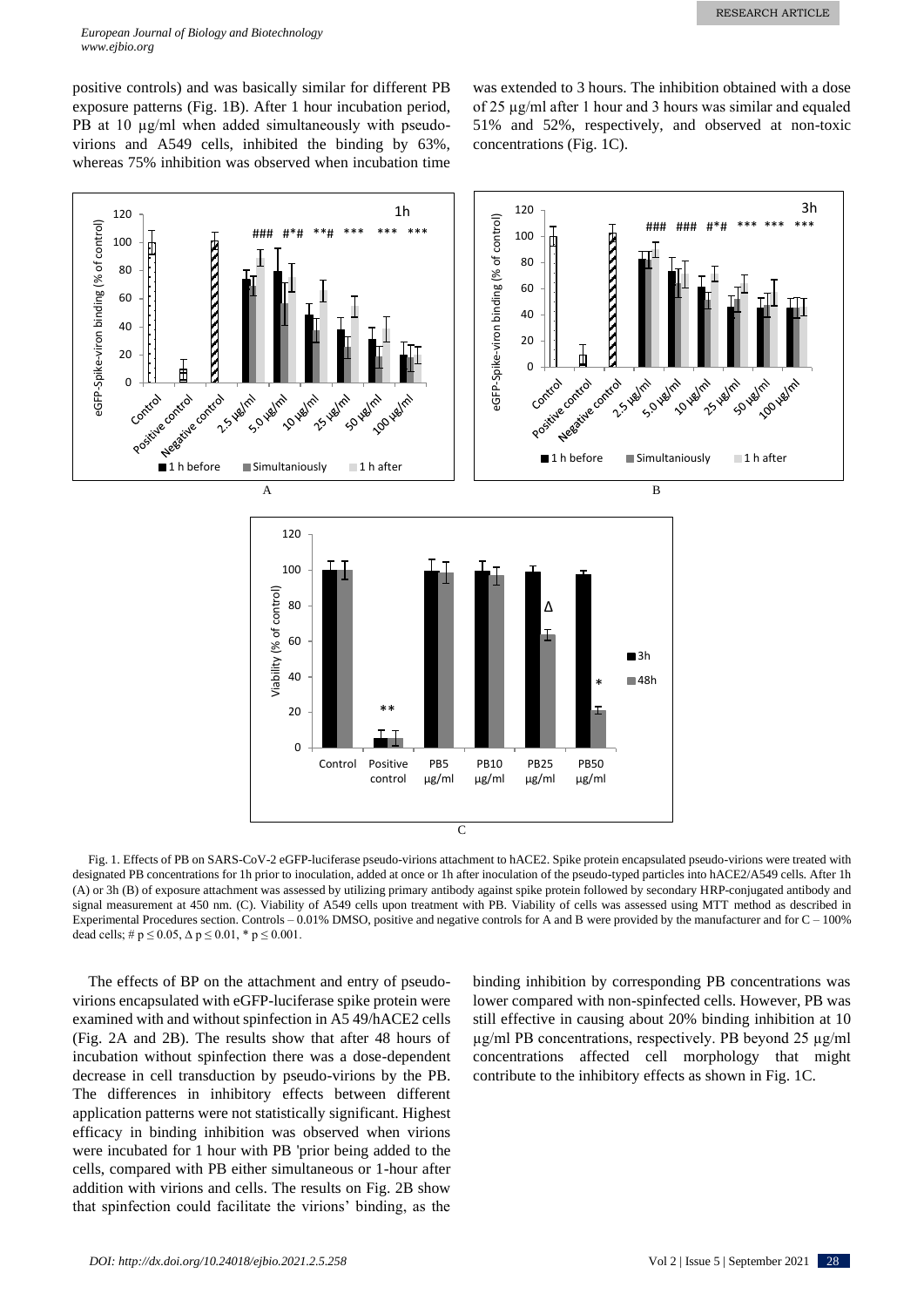positive controls) and was basically similar for different PB exposure patterns (Fig. 1B). After 1 hour incubation period, PB at 10 µg/ml when added simultaneously with pseudo-virions and A549 cells, inhibited the binding by 63%, whereas 75% inhibition was observed when incubation time was extended to 3 hours. The inhibition obtained with a dose of 25 µg/ml after 1 hour and 3 hours was similar and equaled 51% and 52%, respectively, and observed at non-toxic concentrations (Fig. 1C).

Fig. 1. Effects of PB on SARS-CoV-2 eGFP-luciferase pseudo-virions attachment to hACE2. Spike protein encapsulated pseudo-virions were treated with designated PB concentrations for 1h prior to inoculation, added at once or 1h after inoculation of the pseudo-typed particles into hACE2/A549 cells. After 1h (A) or 3h (B) of exposure attachment was assessed by utilizing primary antibody against spike protein followed by secondary HRP-conjugated antibody and signal measurement at 450 nm. (C). Viability of A549 cells upon treatment with PB. Viability of cells was assessed using MTT method as described in Experimental Procedures section. Controls – 0.01% DMSO, positive and negative controls for A and B were provided by the manufacturer and for C – 100% dead cells; # p ≤ 0.05, Δ p ≤ 0.01, * p ≤ 0.001.

The effects of BP on the attachment and entry of pseudo-virions encapsulated with eGFP-luciferase spike protein were examined with and without spinfection in A5 49/hACE2 cells (Fig. 2A and 2B). The results show that after 48 hours of incubation without spinfection there was a dose-dependent decrease in cell transduction by pseudo-virions by the PB. The differences in inhibitory effects between different application patterns were not statistically significant. Highest efficacy in binding inhibition was observed when virions were incubated for 1 hour with PB 'prior being added to the cells, compared with PB either simultaneous or 1-hour after addition with virions and cells. The results on Fig. 2B show that spinfection could facilitate the virions' binding, as the binding inhibition by corresponding PB concentrations was lower compared with non-spinfected cells. However, PB was still effective in causing about 20% binding inhibition at 10 µg/ml PB concentrations, respectively. PB beyond 25 µg/ml concentrations affected cell morphology that might contribute to the inhibitory effects as shown in Fig. 1C.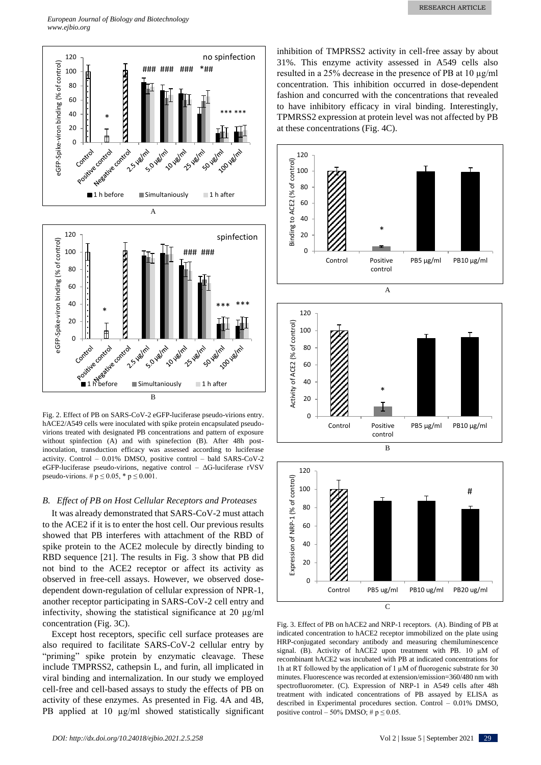Fig. 2. Effect of PB on SARS-CoV-2 eGFP-luciferase pseudo-virions entry. hACE2/A549 cells were inoculated with spike protein encapsulated pseudo-virions treated with designated PB concentrations and pattern of exposure without spinfection (A) and with spinefection (B). After 48h post-inoculation, transduction efficacy was assessed according to luciferase activity. Control – 0.01% DMSO, positive control – bald SARS-CoV-2 eGFP-luciferase pseudo-virions, negative control – ΔG-luciferase rVSV pseudo-virions. # $p \leq 0.05$, * $p \leq 0.001$.

### B. *Effect of PB on Host Cellular Receptors and Proteases*

It was already demonstrated that SARS-CoV-2 must attach to the ACE2 if it is to enter the host cell. Our previous results showed that PB interferes with attachment of the RBD of spike protein to the ACE2 molecule by directly binding to RBD sequence [21]. The results in Fig. 3 show that PB did not bind to the ACE2 receptor or affect its activity as observed in free-cell assays. However, we observed dose-dependent down-regulation of cellular expression of NPR-1, another receptor participating in SARS-CoV-2 cell entry and infectivity, showing the statistical significance at 20 µg/ml concentration (Fig. 3C).

Except host receptors, specific cell surface proteases are also required to facilitate SARS-CoV-2 cellular entry by "priming" spike protein by enzymatic cleavage. These include TMPRSS2, cathepsin L, and furin, all implicated in viral binding and internalization. In our study we employed cell-free and cell-based assays to study the effects of PB on activity of these enzymes. As presented in Fig. 4A and 4B, PB applied at 10 µg/ml showed statistically significant inhibition of TMPRSS2 activity in cell-free assay by about 31%. This enzyme activity assessed in A549 cells also resulted in a 25% decrease in the presence of PB at 10 µg/ml concentration. This inhibition occurred in dose-dependent fashion and concurred with the concentrations that revealed to have inhibitory efficacy in viral binding. Interestingly, TPMRSS2 expression at protein level was not affected by PB at these concentrations (Fig. 4C).

Fig. 3. Effect of PB on hACE2 and NRP-1 receptors. (A). Binding of PB at indicated concentration to hACE2 receptor immobilized on the plate using HRP-conjugated secondary antibody and measuring chemiluminescence signal. (B). Activity of hACE2 upon treatment with PB. 10 µM of recombinant hACE2 was incubated with PB at indicated concentrations for 1h at RT followed by the application of 1 µM of fluorogenic substrate for 30 minutes. Fluorescence was recorded at extension/emission=360/480 nm with spectrofluorometer. (C). Expression of NRP-1 in A549 cells after 48h treatment with indicated concentrations of PB assayed by ELISA as described in Experimental procedures section. Control – 0.01% DMSO, positive control – 50% DMSO; # $p \leq 0.05$.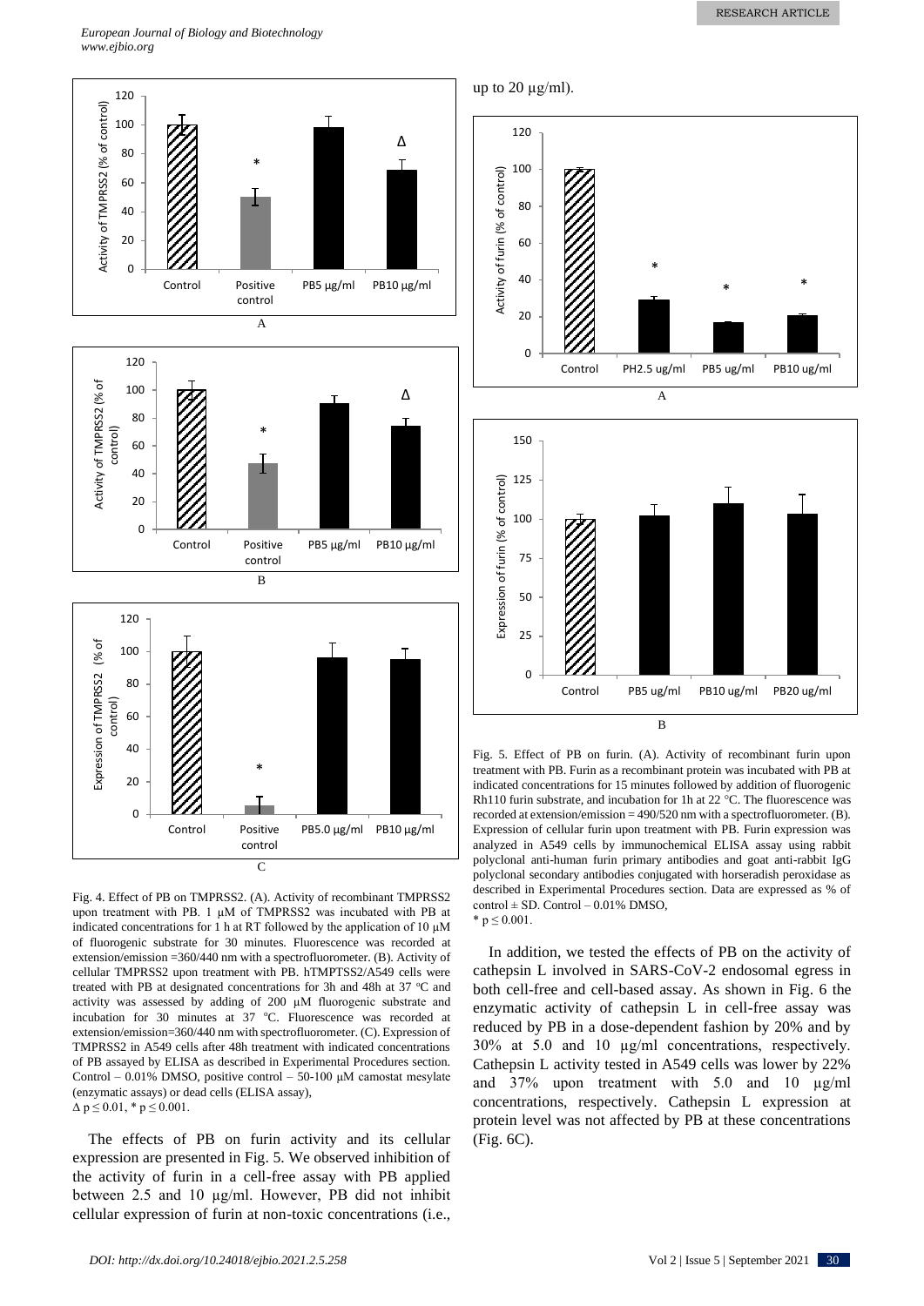Fig. 4. Effect of PB on TMPRSS2. (A). Activity of recombinant TMPRSS2 upon treatment with PB. 1 μM of TMPRSS2 was incubated with PB at indicated concentrations for 1 h at RT followed by the application of 10 μM of fluorogenic substrate for 30 minutes. Fluorescence was recorded at extension/emission =360/440 nm with a spectrofluorometer. (B). Activity of cellular TMPRSS2 upon treatment with PB. hTMPTSS2/A549 cells were treated with PB at designated concentrations for 3h and 48h at 37 ºC and activity was assessed by adding of 200 μM fluorogenic substrate and incubation for 30 minutes at 37 ºC. Fluorescence was recorded at extension/emission=360/440 nm with spectrofluorometer. (C). Expression of TMPRSS2 in A549 cells after 48h treatment with indicated concentrations of PB assayed by ELISA as described in Experimental Procedures section. Control – 0.01% DMSO, positive control – 50-100 μM camostat mesylate (enzymatic assays) or dead cells (ELISA assay),
Δ $p \leq 0.01$, * $p \leq 0.001$.

The effects of PB on furin activity and its cellular expression are presented in Fig. 5. We observed inhibition of the activity of furin in a cell-free assay with PB applied between 2.5 and 10 μg/ml. However, PB did not inhibit cellular expression of furin at non-toxic concentrations (i.e., up to 20 μg/ml).

Fig. 5. Effect of PB on furin. (A). Activity of recombinant furin upon treatment with PB. Furin as a recombinant protein was incubated with PB at indicated concentrations for 15 minutes followed by addition of fluorogenic Rh110 furin substrate, and incubation for 1h at 22 °C. The fluorescence was recorded at extension/emission = 490/520 nm with a spectrofluorometer. (B). Expression of cellular furin upon treatment with PB. Furin expression was analyzed in A549 cells by immunochemical ELISA assay using rabbit polyclonal anti-human furin primary antibodies and goat anti-rabbit IgG polyclonal secondary antibodies conjugated with horseradish peroxidase as described in Experimental Procedures section. Data are expressed as % of control ± SD. Control – 0.01% DMSO,
* $p \leq 0.001$.

In addition, we tested the effects of PB on the activity of cathepsin L involved in SARS-CoV-2 endosomal egress in both cell-free and cell-based assay. As shown in Fig. 6 the enzymatic activity of cathepsin L in cell-free assay was reduced by PB in a dose-dependent fashion by 20% and by 30% at 5.0 and 10 μg/ml concentrations, respectively. Cathepsin L activity tested in A549 cells was lower by 22% and 37% upon treatment with 5.0 and 10 μg/ml concentrations, respectively. Cathepsin L expression at protein level was not affected by PB at these concentrations (Fig. 6C).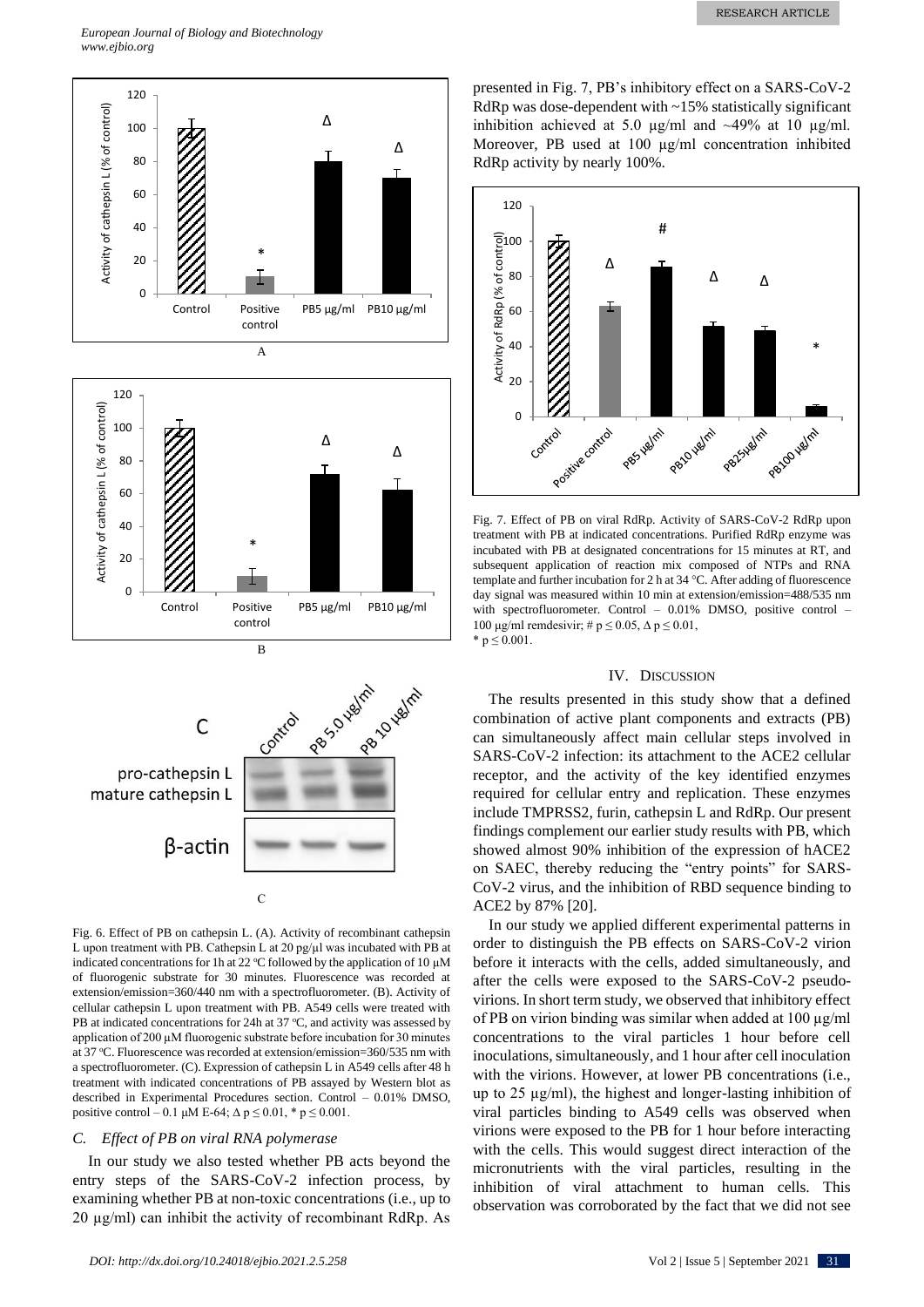Fig. 6. Effect of PB on cathepsin L. (A). Activity of recombinant cathepsin L upon treatment with PB. Cathepsin L at 20 pg/µl was incubated with PB at indicated concentrations for 1h at 22 °C followed by the application of 10 µM of fluorogenic substrate for 30 minutes. Fluorescence was recorded at extension/emission=360/440 nm with a spectrofluorometer. (B). Activity of cellular cathepsin L upon treatment with PB. A549 cells were treated with PB at indicated concentrations for 24h at 37 °C, and activity was assessed by application of 200 µM fluorogenic substrate before incubation for 30 minutes at 37 °C. Fluorescence was recorded at extension/emission=360/535 nm with a spectrofluorometer. (C). Expression of cathepsin L in A549 cells after 48 h treatment with indicated concentrations of PB assayed by Western blot as described in Experimental Procedures section. Control – 0.01% DMSO, positive control – 0.1 µM E-64; Δ $p \leq 0.01$, * $p \leq 0.001$.

### C. *Effect of PB on viral RNA polymerase*

In our study we also tested whether PB acts beyond the entry steps of the SARS-CoV-2 infection process, by examining whether PB at non-toxic concentrations (i.e., up to 20 µg/ml) can inhibit the activity of recombinant RdRp. As presented in Fig. 7, PB's inhibitory effect on a SARS-CoV-2 RdRp was dose-dependent with ~15% statistically significant inhibition achieved at 5.0 µg/ml and ~49% at 10 µg/ml. Moreover, PB used at 100 µg/ml concentration inhibited RdRp activity by nearly 100%.

Fig. 7. Effect of PB on viral RdRp. Activity of SARS-CoV-2 RdRp upon treatment with PB at indicated concentrations. Purified RdRp enzyme was incubated with PB at designated concentrations for 15 minutes at RT, and subsequent application of reaction mix composed of NTPs and RNA template and further incubation for 2 h at 34 °C. After adding of fluorescence day signal was measured within 10 min at extension/emission=488/535 nm with spectrofluorometer. Control – 0.01% DMSO, positive control – 100 µg/ml remdesivir; # $p \leq 0.05$, Δ $p \leq 0.01$,
* $p \leq 0.001$.

## IV. Discussion

The results presented in this study show that a defined combination of active plant components and extracts (PB) can simultaneously affect main cellular steps involved in SARS-CoV-2 infection: its attachment to the ACE2 cellular receptor, and the activity of the key identified enzymes required for cellular entry and replication. These enzymes include TMPRSS2, furin, cathepsin L and RdRp. Our present findings complement our earlier study results with PB, which showed almost 90% inhibition of the expression of hACE2 on SAEC, thereby reducing the "entry points" for SARS-CoV-2 virus, and the inhibition of RBD sequence binding to ACE2 by 87% [20].

In our study we applied different experimental patterns in order to distinguish the PB effects on SARS-CoV-2 virion before it interacts with the cells, added simultaneously, and after the cells were exposed to the SARS-CoV-2 pseudo-virions. In short term study, we observed that inhibitory effect of PB on virion binding was similar when added at 100 µg/ml concentrations to the viral particles 1 hour before cell inoculations, simultaneously, and 1 hour after cell inoculation with the virions. However, at lower PB concentrations (i.e., up to 25 µg/ml), the highest and longer-lasting inhibition of viral particles binding to A549 cells was observed when virions were exposed to the PB for 1 hour before interacting with the cells. This would suggest direct interaction of the micronutrients with the viral particles, resulting in the inhibition of viral attachment to human cells. This observation was corroborated by the fact that we did not see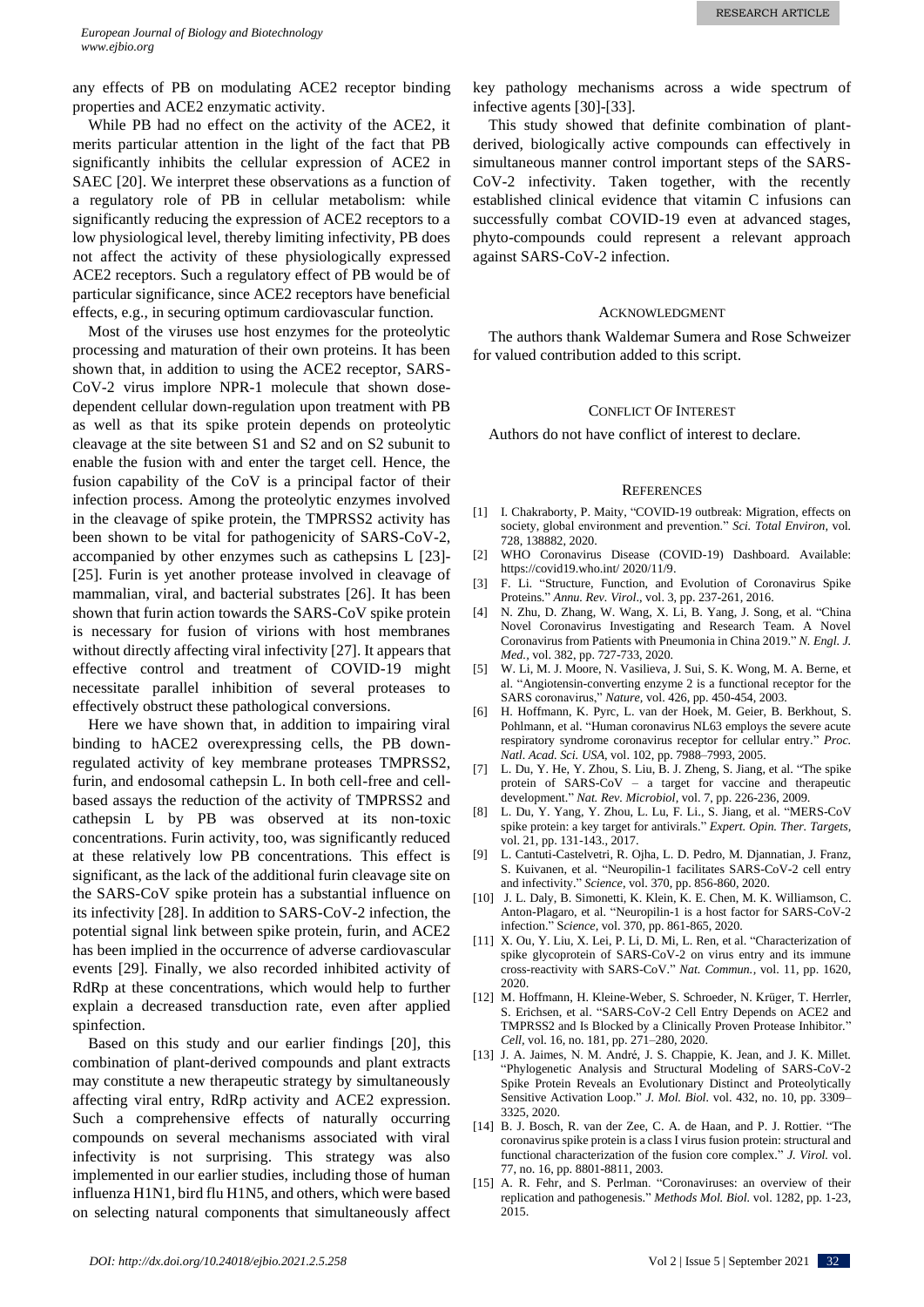any effects of PB on modulating ACE2 receptor binding properties and ACE2 enzymatic activity.

While PB had no effect on the activity of the ACE2, it merits particular attention in the light of the fact that PB significantly inhibits the cellular expression of ACE2 in SAEC [20]. We interpret these observations as a function of a regulatory role of PB in cellular metabolism: while significantly reducing the expression of ACE2 receptors to a low physiological level, thereby limiting infectivity, PB does not affect the activity of these physiologically expressed ACE2 receptors. Such a regulatory effect of PB would be of particular significance, since ACE2 receptors have beneficial effects, e.g., in securing optimum cardiovascular function.

Most of the viruses use host enzymes for the proteolytic processing and maturation of their own proteins. It has been shown that, in addition to using the ACE2 receptor, SARS-CoV-2 virus implore NPR-1 molecule that shown dose-dependent cellular down-regulation upon treatment with PB as well as that its spike protein depends on proteolytic cleavage at the site between S1 and S2 and on S2 subunit to enable the fusion with and enter the target cell. Hence, the fusion capability of the CoV is a principal factor of their infection process. Among the proteolytic enzymes involved in the cleavage of spike protein, the TMPRSS2 activity has been shown to be vital for pathogenicity of SARS-CoV-2, accompanied by other enzymes such as cathepsins L [23]-[25]. Furin is yet another protease involved in cleavage of mammalian, viral, and bacterial substrates [26]. It has been shown that furin action towards the SARS-CoV spike protein is necessary for fusion of virions with host membranes without directly affecting viral infectivity [27]. It appears that effective control and treatment of COVID-19 might necessitate parallel inhibition of several proteases to effectively obstruct these pathological conversions.

Here we have shown that, in addition to impairing viral binding to hACE2 overexpressing cells, the PB down-regulated activity of key membrane proteases TMPRSS2, furin, and endosomal cathepsin L. In both cell-free and cell-based assays the reduction of the activity of TMPRSS2 and cathepsin L by PB was observed at its non-toxic concentrations. Furin activity, too, was significantly reduced at these relatively low PB concentrations. This effect is significant, as the lack of the additional furin cleavage site on the SARS-CoV spike protein has a substantial influence on its infectivity [28]. In addition to SARS-CoV-2 infection, the potential signal link between spike protein, furin, and ACE2 has been implied in the occurrence of adverse cardiovascular events [29]. Finally, we also recorded inhibited activity of RdRp at these concentrations, which would help to further explain a decreased transduction rate, even after applied spinfection.

Based on this study and our earlier findings [20], this combination of plant-derived compounds and plant extracts may constitute a new therapeutic strategy by simultaneously affecting viral entry, RdRp activity and ACE2 expression. Such a comprehensive effects of naturally occurring compounds on several mechanisms associated with viral infectivity is not surprising. This strategy was also implemented in our earlier studies, including those of human influenza H1N1, bird flu H1N5, and others, which were based on selecting natural components that simultaneously affect key pathology mechanisms across a wide spectrum of infective agents [30]-[33].

This study showed that definite combination of plant-derived, biologically active compounds can effectively in simultaneous manner control important steps of the SARS-CoV-2 infectivity. Taken together, with the recently established clinical evidence that vitamin C infusions can successfully combat COVID-19 even at advanced stages, phyto-compounds could represent a relevant approach against SARS-CoV-2 infection.

## Acknowledgment

The authors thank Waldemar Sumera and Rose Schweizer for valued contribution added to this script.

## Conflict Of Interest

Authors do not have conflict of interest to declare.

## References

[1] I. Chakraborty, P. Maity, "COVID-19 outbreak: Migration, effects on society, global environment and prevention." *Sci. Total Environ,* vol. 728, 138882, 2020.

[2] WHO Coronavirus Disease (COVID-19) Dashboard. Available: https://covid19.who.int/ 2020/11/9.

[3] F. Li. "Structure, Function, and Evolution of Coronavirus Spike Proteins." *Annu. Rev. Virol*., vol. 3, pp. 237-261, 2016.

[4] N. Zhu, D. Zhang, W. Wang, X. Li, B. Yang, J. Song, et al. "China Novel Coronavirus Investigating and Research Team. A Novel Coronavirus from Patients with Pneumonia in China 2019." *N. Engl. J. Med.*, vol. 382, pp. 727-733, 2020.

[5] W. Li, M. J. Moore, N. Vasilieva, J. Sui, S. K. Wong, M. A. Berne, et al. "Angiotensin-converting enzyme 2 is a functional receptor for the SARS coronavirus," *Nature,* vol. 426, pp. 450-454, 2003.

[6] H. Hoffmann, K. Pyrc, L. van der Hoek, M. Geier, B. Berkhout, S. Pohlmann, et al. "Human coronavirus NL63 employs the severe acute respiratory syndrome coronavirus receptor for cellular entry." *Proc. Natl. Acad. Sci. USA*, vol. 102, pp. 7988–7993, 2005.

[7] L. Du, Y. He, Y. Zhou, S. Liu, B. J. Zheng, S. Jiang, et al. "The spike protein of SARS-CoV – a target for vaccine and therapeutic development." *Nat. Rev. Microbiol,* vol. 7, pp. 226-236, 2009.

[8] L. Du, Y. Yang, Y. Zhou, L. Lu, F. Li., S. Jiang, et al. "MERS-CoV spike protein: a key target for antivirals." *Expert. Opin. Ther. Targets,* vol. 21, pp. 131-143., 2017.

[9] L. Cantuti-Castelvetri, R. Ojha, L. D. Pedro, M. Djannatian, J. Franz, S. Kuivanen, et al. "Neuropilin-1 facilitates SARS-CoV-2 cell entry and infectivity." *Science,* vol. 370, pp. 856-860, 2020.

[10] J. L. Daly, B. Simonetti, K. Klein, K. E. Chen, M. K. Williamson, C. Anton-Plagaro, et al. "Neuropilin-1 is a host factor for SARS-CoV-2 infection." S*cience,* vol. 370, pp. 861-865, 2020.

[11] X. Ou, Y. Liu, X. Lei, P. Li, D. Mi, L. Ren, et al. "Characterization of spike glycoprotein of SARS-CoV-2 on virus entry and its immune cross-reactivity with SARS-CoV." *Nat. Commun.,* vol. 11, pp. 1620, 2020.

[12] M. Hoffmann, H. Kleine-Weber, S. Schroeder, N. Krüger, T. Herrler, S. Erichsen, et al. "SARS-CoV-2 Cell Entry Depends on ACE2 and TMPRSS2 and Is Blocked by a Clinically Proven Protease Inhibitor." *Cell,* vol. 16, no. 181, pp. 271–280, 2020.

[13] J. A. Jaimes, N. M. André, J. S. Chappie, K. Jean, and J. K. Millet. "Phylogenetic Analysis and Structural Modeling of SARS-CoV-2 Spike Protein Reveals an Evolutionary Distinct and Proteolytically Sensitive Activation Loop." *J. Mol. Biol.* vol. 432, no. 10, pp. 3309–3325, 2020.

[14] B. J. Bosch, R. van der Zee, C. A. de Haan, and P. J. Rottier. "The coronavirus spike protein is a class I virus fusion protein: structural and functional characterization of the fusion core complex." *J. Virol.* vol. 77, no. 16, pp. 8801-8811, 2003.

[15] A. R. Fehr, and S. Perlman. "Coronaviruses: an overview of their replication and pathogenesis." *Methods Mol. Biol.* vol. 1282, pp. 1-23, 2015.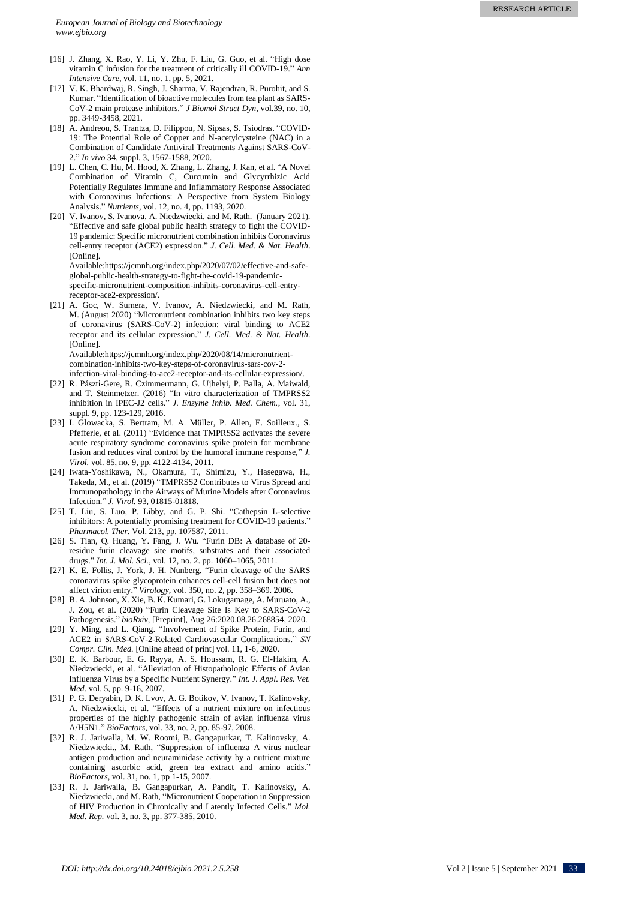[16] J. Zhang, X. Rao, Y. Li, Y. Zhu, F. Liu, G. Guo, et al. "High dose vitamin C infusion for the treatment of critically ill COVID-19." *Ann Intensive Care*, vol. 11, no. 1, pp. 5, 2021.

[17] V. K. Bhardwaj, R. Singh, J. Sharma, V. Rajendran, R. Purohit, and S. Kumar. "Identification of bioactive molecules from tea plant as SARS-CoV-2 main protease inhibitors." *J Biomol Struct Dyn*, vol.39, no. 10, pp. 3449-3458, 2021.

[18] A. Andreou, S. Trantza, D. Filippou, N. Sipsas, S. Tsiodras. "COVID-19: The Potential Role of Copper and N-acetylcysteine (NAC) in a Combination of Candidate Antiviral Treatments Against SARS-CoV-2." *In vivo* 34, suppl. 3, 1567-1588, 2020.

[19] L. Chen, C. Hu, M. Hood, X. Zhang, L. Zhang, J. Kan, et al. "A Novel Combination of Vitamin C, Curcumin and Glycyrrhizic Acid Potentially Regulates Immune and Inflammatory Response Associated with Coronavirus Infections: A Perspective from System Biology Analysis." *Nutrients*, vol. 12, no. 4, pp. 1193, 2020.

[20] V. Ivanov, S. Ivanova, A. Niedzwiecki, and M. Rath. (January 2021). "Effective and safe global public health strategy to fight the COVID-19 pandemic: Specific micronutrient combination inhibits Coronavirus cell-entry receptor (ACE2) expression." *J. Cell. Med. & Nat. Health*. [Online]. Available:https://jcmnh.org/index.php/2020/07/02/effective-and-safe-global-public-health-strategy-to-fight-the-covid-19-pandemic-specific-micronutrient-composition-inhibits-coronavirus-cell-entry-receptor-ace2-expression/.

[21] A. Goc, W. Sumera, V. Ivanov, A. Niedzwiecki, and M. Rath, M. (August 2020) "Micronutrient combination inhibits two key steps of coronavirus (SARS-CoV-2) infection: viral binding to ACE2 receptor and its cellular expression." *J. Cell. Med. & Nat. Health*. [Online]. Available:https://jcmnh.org/index.php/2020/08/14/micronutrient-combination-inhibits-two-key-steps-of-coronavirus-sars-cov-2-infection-viral-binding-to-ace2-receptor-and-its-cellular-expression/.

[22] R. Pászti-Gere, R. Czimmermann, G. Ujhelyi, P. Balla, A. Maiwald, and T. Steinmetzer. (2016) "In vitro characterization of TMPRSS2 inhibition in IPEC-J2 cells." *J. Enzyme Inhib. Med. Chem.*, vol. 31, suppl. 9, pp. 123-129, 2016.

[23] I. Glowacka, S. Bertram, M. A. Müller, P. Allen, E. Soilleux., S. Pfefferle, et al. (2011) "Evidence that TMPRSS2 activates the severe acute respiratory syndrome coronavirus spike protein for membrane fusion and reduces viral control by the humoral immune response," *J. Virol.* vol. 85, no. 9, pp. 4122-4134, 2011.

[24] Iwata-Yoshikawa, N., Okamura, T., Shimizu, Y., Hasegawa, H., Takeda, M., et al. (2019) "TMPRSS2 Contributes to Virus Spread and Immunopathology in the Airways of Murine Models after Coronavirus Infection." *J. Virol.* 93, 01815-01818.

[25] T. Liu, S. Luo, P. Libby, and G. P. Shi. "Cathepsin L-selective inhibitors: A potentially promising treatment for COVID-19 patients." *Pharmacol. Ther.* Vol. 213, pp. 107587, 2011.

[26] S. Tian, Q. Huang, Y. Fang, J. Wu. "Furin DB: A database of 20-residue furin cleavage site motifs, substrates and their associated drugs." *Int. J. Mol. Sci.*, vol. 12, no. 2. pp. 1060–1065, 2011.

[27] K. E. Follis, J. York, J. H. Nunberg. "Furin cleavage of the SARS coronavirus spike glycoprotein enhances cell-cell fusion but does not affect virion entry." *Virology*, vol. 350, no. 2, pp. 358–369. 2006.

[28] B. A. Johnson, X. Xie, B. K. Kumari, G. Lokugamage, A. Muruato, A., J. Zou, et al. (2020) "Furin Cleavage Site Is Key to SARS-CoV-2 Pathogenesis." *bioRxiv*, [Preprint], Aug 26:2020.08.26.268854, 2020.

[29] Y. Ming, and L. Qiang. "Involvement of Spike Protein, Furin, and ACE2 in SARS-CoV-2-Related Cardiovascular Complications." *SN Compr. Clin. Med.* [Online ahead of print] vol. 11, 1-6, 2020.

[30] E. K. Barbour, E. G. Rayya, A. S. Houssam, R. G. El-Hakim, A. Niedzwiecki, et al. "Alleviation of Histopathologic Effects of Avian Influenza Virus by a Specific Nutrient Synergy." *Int. J. Appl. Res. Vet. Med.* vol. 5, pp. 9-16, 2007.

[31] P. G. Deryabin, D. K. Lvov, A. G. Botikov, V. Ivanov, T. Kalinovsky, A. Niedzwiecki, et al. "Effects of a nutrient mixture on infectious properties of the highly pathogenic strain of avian influenza virus A/H5N1." *BioFactors*, vol. 33, no. 2, pp. 85-97, 2008.

[32] R. J. Jariwalla, M. W. Roomi, B. Gangapurkar, T. Kalinovsky, A. Niedzwiecki., M. Rath, "Suppression of influenza A virus nuclear antigen production and neuraminidase activity by a nutrient mixture containing ascorbic acid, green tea extract and amino acids." *BioFactors*, vol. 31, no. 1, pp 1-15, 2007.

[33] R. J. Jariwalla, B. Gangapurkar, A. Pandit, T. Kalinovsky, A. Niedzwiecki, and M. Rath, "Micronutrient Cooperation in Suppression of HIV Production in Chronically and Latently Infected Cells." *Mol. Med. Rep.* vol. 3, no. 3, pp. 377-385, 2010.